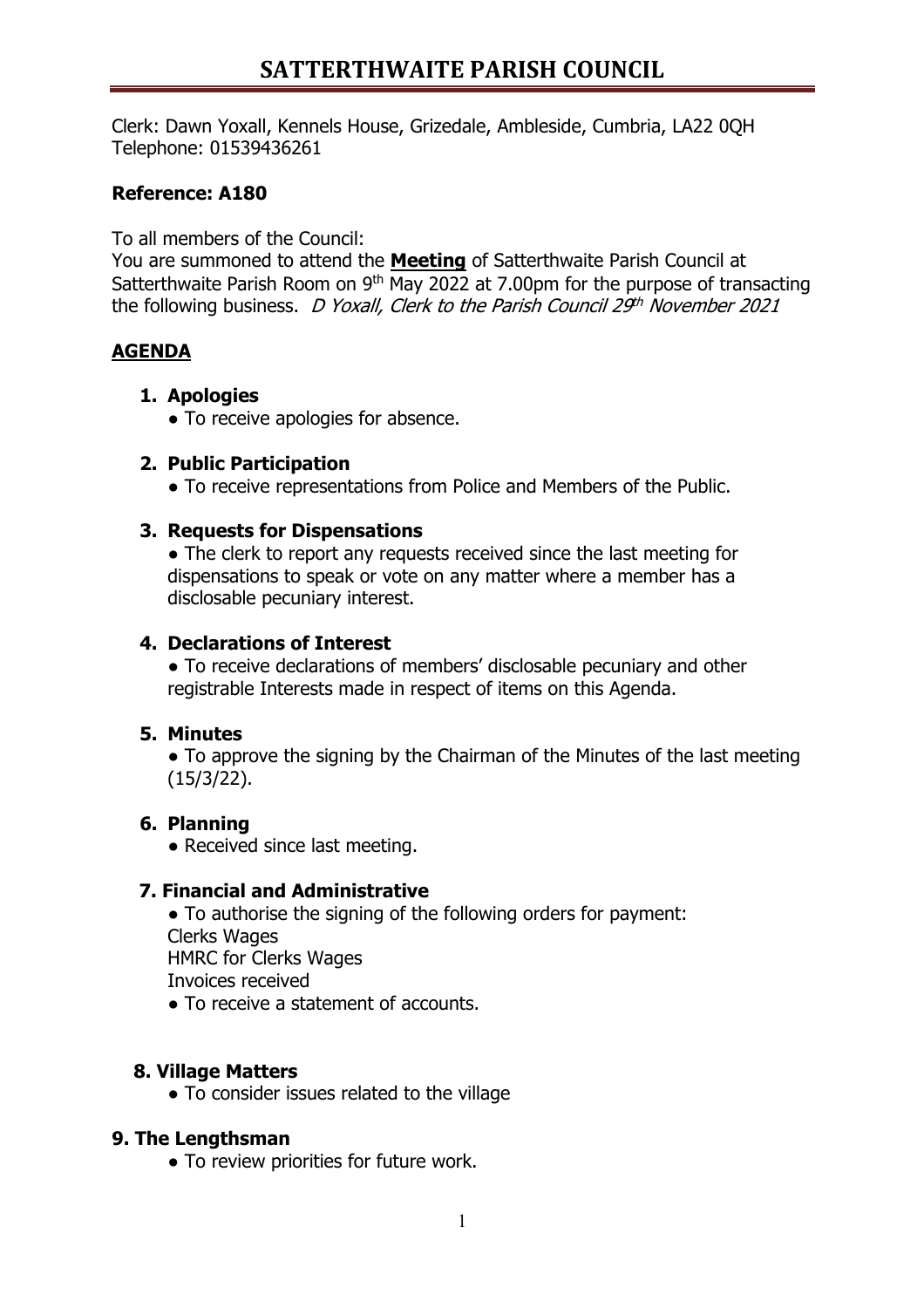# SATTERTHWAITE PARISH COUNCIL

Clerk: Dawn Yoxall, Kennels House, Grizedale, Ambleside, Cumbria, LA22 0QH
Telephone: 01539436261

**Reference: A180**

To all members of the Council:
You are summoned to attend the **Meeting** of Satterthwaite Parish Council at Satterthwaite Parish Room on 9th May 2022 at 7.00pm for the purpose of transacting the following business. *D Yoxall, Clerk to the Parish Council 29th November 2021*

## AGENDA

1. **Apologies**
   - To receive apologies for absence.

2. **Public Participation**
   - To receive representations from Police and Members of the Public.

3. **Requests for Dispensations**
   - The clerk to report any requests received since the last meeting for dispensations to speak or vote on any matter where a member has a disclosable pecuniary interest.

4. **Declarations of Interest**
   - To receive declarations of members' disclosable pecuniary and other registrable Interests made in respect of items on this Agenda.

5. **Minutes**
   - To approve the signing by the Chairman of the Minutes of the last meeting (15/3/22).

6. **Planning**
   - Received since last meeting.

7. **Financial and Administrative**
   - To authorise the signing of the following orders for payment:
     Clerks Wages
     HMRC for Clerks Wages
     Invoices received
   - To receive a statement of accounts.

8. **Village Matters**
   - To consider issues related to the village

9. **The Lengthsman**
   - To review priorities for future work.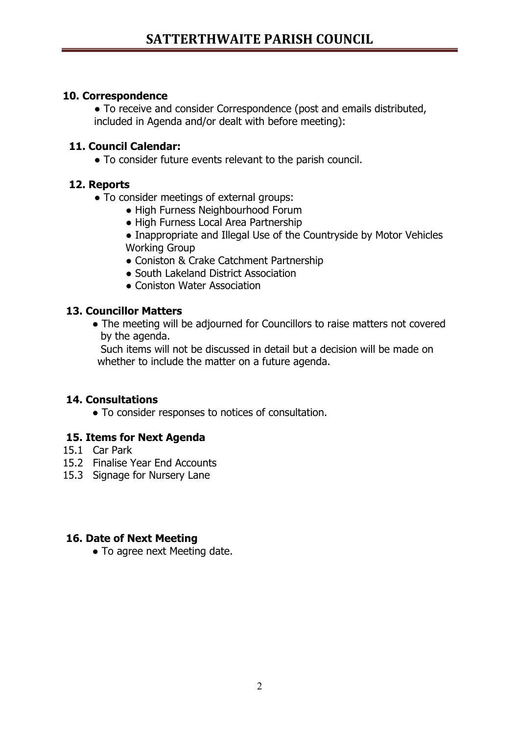**10. Correspondence**

- To receive and consider Correspondence (post and emails distributed, included in Agenda and/or dealt with before meeting):

**11. Council Calendar:**

- To consider future events relevant to the parish council.

**12. Reports**

- To consider meetings of external groups:
  - High Furness Neighbourhood Forum
  - High Furness Local Area Partnership
  - Inappropriate and Illegal Use of the Countryside by Motor Vehicles Working Group
  - Coniston & Crake Catchment Partnership
  - South Lakeland District Association
  - Coniston Water Association

**13. Councillor Matters**

- The meeting will be adjourned for Councillors to raise matters not covered by the agenda.

  Such items will not be discussed in detail but a decision will be made on whether to include the matter on a future agenda.

**14. Consultations**

- To consider responses to notices of consultation.

**15. Items for Next Agenda**

15.1 Car Park

15.2 Finalise Year End Accounts

15.3 Signage for Nursery Lane

**16. Date of Next Meeting**

- To agree next Meeting date.